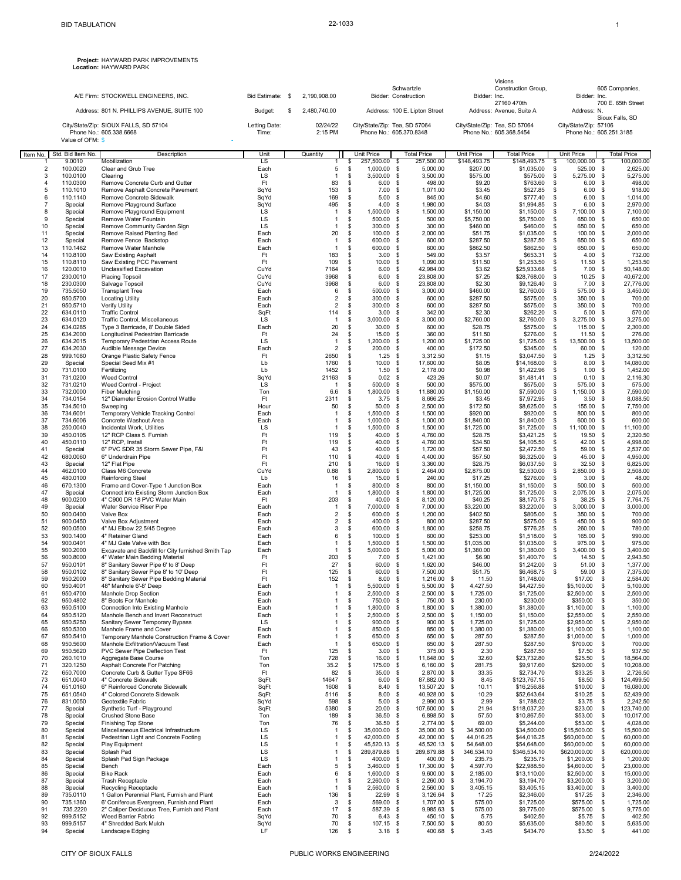BID TABULATION

22-1033

**Project:** HAYWARD PARK IMPROVEMENTS
**Location:** HAYWARD PARK

| | | | | | |
|---|---|---|---|---|---|
| A/E Firm: STOCKWELL ENGINEERS, INC. | Bid Estimate: $ 2,190,908.00 | Bidder: Schwartzle Construction | Bidder: Visions Construction Group, Inc. | Bidder: 605 Companies, Inc. |
| Address: 801 N. PHILLIPS AVENUE, SUITE 100 | Budget: $ 2,480,740.00 | Address: 100 E. Lipton Street | Address: 27160 470th Avenue, Suite A | Address: N. 700 E. 65th Street |
| City/State/Zip: SIOUX FALLS, SD 57104 | Letting Date: 02/24/22 | City/State/Zip: Tea, SD 57064 | City/State/Zip: Tea, SD 57064 | City/State/Zip: Sioux Falls, SD 57106 |
| Phone No.: 605.338.6668 | Time: 2:15 PM | Phone No.: 605.370.8348 | Phone No.: 605.368.5454 | Phone No.: 605.251.3185 |
| Value of OFM: $ - | | | | |

| Item No. | Std. Bid Item No. | Description | Unit | Quantity | Schwartzle Unit Price | Schwartzle Total Price | Visions Unit Price | Visions Total Price | 605 Companies Unit Price | 605 Companies Total Price |
|---|---|---|---|---|---|---|---|---|---|---|
| 1 | 9.0010 | Mobilization | LS | 1 | $ 257,500.00 | $ 257,500.00 | $148,493.75 | $148,493.75 | $ 100,000.00 | $ 100,000.00 |
| 2 | 100.0020 | Clear and Grub Tree | Each | 5 | $ 1,000.00 | $ 5,000.00 | $207.00 | $1,035.00 | $ 525.00 | $ 2,625.00 |
| 3 | 100.0100 | Clearing | LS | 1 | $ 3,500.00 | $ 3,500.00 | $575.00 | $575.00 | $ 5,275.00 | $ 5,275.00 |
| 4 | 110.0300 | Remove Concrete Curb and Gutter | Ft | 83 | $ 6.00 | $ 498.00 | $9.20 | $763.60 | $ 6.00 | $ 498.00 |
| 5 | 110.1010 | Remove Asphalt Concrete Pavement | SqYd | 153 | $ 7.00 | $ 1,071.00 | $3.45 | $527.85 | $ 6.00 | $ 918.00 |
| 6 | 110.1140 | Remove Concrete Sidewalk | SqYd | 169 | $ 5.00 | $ 845.00 | $4.60 | $777.40 | $ 6.00 | $ 1,014.00 |
| 7 | Special | Remove Playground Surface | SqYd | 495 | $ 4.00 | $ 1,980.00 | $4.03 | $1,994.85 | $ 6.00 | $ 2,970.00 |
| 8 | Special | Remove Playground Equipment | LS | 1 | $ 1,500.00 | $ 1,500.00 | $1,150.00 | $1,150.00 | $ 7,100.00 | $ 7,100.00 |
| 9 | Special | Remove Water Fountain | LS | 1 | $ 500.00 | $ 500.00 | $5,750.00 | $5,750.00 | $ 650.00 | $ 650.00 |
| 10 | Special | Remove Community Garden Sign | LS | 1 | $ 300.00 | $ 300.00 | $460.00 | $460.00 | $ 650.00 | $ 650.00 |
| 11 | Special | Remove Raised Planting Bed | Each | 20 | $ 100.00 | $ 2,000.00 | $51.75 | $1,035.00 | $ 100.00 | $ 2,000.00 |
| 12 | Special | Remove Fence Backstop | Each | 1 | $ 600.00 | $ 600.00 | $287.50 | $287.50 | $ 650.00 | $ 650.00 |
| 13 | 110.1462 | Remove Water Manhole | Each | 1 | $ 600.00 | $ 600.00 | $862.50 | $862.50 | $ 650.00 | $ 650.00 |
| 14 | 110.8100 | Saw Existing Asphalt | Ft | 183 | $ 3.00 | $ 549.00 | $3.57 | $653.31 | $ 4.00 | $ 732.00 |
| 15 | 110.8110 | Saw Existing PCC Pavement | Ft | 109 | $ 10.00 | $ 1,090.00 | $11.50 | $1,253.50 | $ 11.50 | $ 1,253.50 |
| 16 | 120.0010 | Unclassified Excavation | CuYd | 7164 | $ 6.00 | $ 42,984.00 | $3.62 | $25,933.68 | $ 7.00 | $ 50,148.00 |
| 17 | 230.0010 | Placing Topsoil | CuYd | 3968 | $ 6.00 | $ 23,808.00 | $7.25 | $28,768.00 | $ 10.25 | $ 40,672.00 |
| 18 | 230.0300 | Salvage Topsoil | CuYd | 3968 | $ 6.00 | $ 23,808.00 | $2.30 | $9,126.40 | $ 7.00 | $ 27,776.00 |
| 19 | 735.5050 | Transplant Tree | Each | 6 | $ 500.00 | $ 3,000.00 | $460.00 | $2,760.00 | $ 575.00 | $ 3,450.00 |
| 20 | 950.5700 | Locating Utility | Each | 2 | $ 300.00 | $ 600.00 | $287.50 | $575.00 | $ 350.00 | $ 700.00 |
| 21 | 950.5710 | Verify Utility | Each | 2 | $ 300.00 | $ 600.00 | $287.50 | $575.00 | $ 350.00 | $ 700.00 |
| 22 | 634.0110 | Traffic Control | SqFt | 114 | $ 3.00 | $ 342.00 | $2.30 | $262.20 | $ 5.00 | $ 570.00 |
| 23 | 634.0120 | Traffic Control, Miscellaneous | LS | 1 | $ 3,000.00 | $ 3,000.00 | $2,760.00 | $2,760.00 | $ 3,275.00 | $ 3,275.00 |
| 24 | 634.0285 | Type 3 Barricade, 8' Double Sided | Each | 20 | $ 30.00 | $ 600.00 | $28.75 | $575.00 | $ 115.00 | $ 2,300.00 |
| 25 | 634.2000 | Longitudinal Pedestrian Barricade | Ft | 24 | $ 15.00 | $ 360.00 | $11.50 | $276.00 | $ 11.50 | $ 276.00 |
| 26 | 634.2015 | Temporary Pedestrian Access Route | LS | 1 | $ 1,200.00 | $ 1,200.00 | $1,725.00 | $1,725.00 | $ 13,500.00 | $ 13,500.00 |
| 27 | 634.2030 | Audible Message Device | Each | 2 | $ 200.00 | $ 400.00 | $172.50 | $345.00 | $ 60.00 | $ 120.00 |
| 28 | 999.1080 | Orange Plastic Safety Fence | Ft | 2650 | $ 1.25 | $ 3,312.50 | $1.15 | $3,047.50 | $ 1.25 | $ 3,312.50 |
| 29 | Special | Special Seed Mix #1 | Lb | 1760 | $ 10.00 | $ 17,600.00 | $8.05 | $14,168.00 | $ 8.00 | $ 14,080.00 |
| 30 | 731.0100 | Fertilizing | Lb | 1452 | $ 1.50 | $ 2,178.00 | $0.98 | $1,422.96 | $ 1.00 | $ 1,452.00 |
| 31 | 731.0200 | Weed Control | SqYd | 21163 | $ 0.02 | $ 423.26 | $0.07 | $1,481.41 | $ 0.10 | $ 2,116.30 |
| 32 | 731.0210 | Weed Control - Project | LS | 1 | $ 500.00 | $ 500.00 | $575.00 | $575.00 | $ 575.00 | $ 575.00 |
| 33 | 732.0000 | Fiber Mulching | Ton | 6.6 | $ 1,800.00 | $ 11,880.00 | $1,150.00 | $7,590.00 | $ 1,150.00 | $ 7,590.00 |
| 34 | 734.0154 | 12" Diameter Erosion Control Wattle | Ft | 2311 | $ 3.75 | $ 8,666.25 | $3.45 | $7,972.95 | $ 3.50 | $ 8,088.50 |
| 35 | 734.5010 | Sweeping | Hour | 50 | $ 50.00 | $ 2,500.00 | $172.50 | $8,625.00 | $ 155.00 | $ 7,750.00 |
| 36 | 734.6001 | Temporary Vehicle Tracking Control | Each | 1 | $ 1,500.00 | $ 1,500.00 | $920.00 | $920.00 | $ 800.00 | $ 800.00 |
| 37 | 734.6006 | Concrete Washout Area | Each | 1 | $ 1,000.00 | $ 1,000.00 | $1,840.00 | $1,840.00 | $ 600.00 | $ 600.00 |
| 38 | 250.0040 | Incidental Work, Utilities | LS | 1 | $ 1,500.00 | $ 1,500.00 | $1,725.00 | $1,725.00 | $ 11,100.00 | $ 11,100.00 |
| 39 | 450.0105 | 12" RCP Class 5, Furnish | Ft | 119 | $ 40.00 | $ 4,760.00 | $28.75 | $3,421.25 | $ 19.50 | $ 2,320.50 |
| 40 | 450.0110 | 12" RCP, Install | Ft | 119 | $ 40.00 | $ 4,760.00 | $34.50 | $4,105.50 | $ 42.00 | $ 4,998.00 |
| 41 | Special | 6" PVC SDR 35 Storm Sewer Pipe, F&I | Ft | 43 | $ 40.00 | $ 1,720.00 | $57.50 | $2,472.50 | $ 59.00 | $ 2,537.00 |
| 42 | 680.0060 | 6" Underdrain Pipe | Ft | 110 | $ 40.00 | $ 4,400.00 | $57.50 | $6,325.00 | $ 45.00 | $ 4,950.00 |
| 43 | Special | 12" Flat Pipe | Ft | 210 | $ 16.00 | $ 3,360.00 | $28.75 | $6,037.50 | $ 32.50 | $ 6,825.00 |
| 44 | 462.0100 | Class M6 Concrete | CuYd | 0.88 | $ 2,800.00 | $ 2,464.00 | $2,875.00 | $2,530.00 | $ 2,850.00 | $ 2,508.00 |
| 45 | 480.0100 | Reinforcing Steel | Lb | 16 | $ 15.00 | $ 240.00 | $17.25 | $276.00 | $ 3.00 | $ 48.00 |
| 46 | 670.1300 | Frame and Cover-Type 1 Junction Box | Each | 1 | $ 800.00 | $ 800.00 | $1,150.00 | $1,150.00 | $ 500.00 | $ 500.00 |
| 47 | Special | Connect into Existing Storm Junction Box | Each | 1 | $ 1,800.00 | $ 1,800.00 | $1,725.00 | $1,725.00 | $ 2,075.00 | $ 2,075.00 |
| 48 | 900.0200 | 4" C900 DR 18 PVC Water Main | Ft | 203 | $ 40.00 | $ 8,120.00 | $40.25 | $8,170.75 | $ 38.25 | $ 7,764.75 |
| 49 | Special | Water Service Riser Pipe | Each | 1 | $ 7,000.00 | $ 7,000.00 | $3,220.00 | $3,220.00 | $ 3,000.00 | $ 3,000.00 |
| 50 | 900.0400 | Valve Box | Each | 2 | $ 600.00 | $ 1,200.00 | $402.50 | $805.00 | $ 350.00 | $ 700.00 |
| 51 | 900.0450 | Valve Box Adjustment | Each | 2 | $ 400.00 | $ 800.00 | $287.50 | $575.00 | $ 450.00 | $ 900.00 |
| 52 | 900.0500 | 4" MJ Elbow 22.5/45 Degree | Each | 3 | $ 600.00 | $ 1,800.00 | $258.75 | $776.25 | $ 260.00 | $ 780.00 |
| 53 | 900.1400 | 4" Retainer Gland | Each | 6 | $ 100.00 | $ 600.00 | $253.00 | $1,518.00 | $ 165.00 | $ 990.00 |
| 54 | 900.0401 | 4" MJ Gate Valve with Box | Each | 1 | $ 1,500.00 | $ 1,500.00 | $1,035.00 | $1,035.00 | $ 975.00 | $ 975.00 |
| 55 | 900.2000 | Excavate and Backfill for City furnished Smith Tap | Each | 1 | $ 5,000.00 | $ 5,000.00 | $1,380.00 | $1,380.00 | $ 3,400.00 | $ 3,400.00 |
| 56 | 900.8000 | 4" Water Main Bedding Material | Ft | 203 | $ 7.00 | $ 1,421.00 | $6.90 | $1,400.70 | $ 14.50 | $ 2,943.50 |
| 57 | 950.0101 | 8" Sanitary Sewer Pipe 6' to 8' Deep | Ft | 27 | $ 60.00 | $ 1,620.00 | $46.00 | $1,242.00 | $ 51.00 | $ 1,377.00 |
| 58 | 950.0102 | 8" Sanitary Sewer Pipe 8' to 10' Deep | Ft | 125 | $ 60.00 | $ 7,500.00 | $51.75 | $6,468.75 | $ 59.00 | $ 7,375.00 |
| 59 | 950.2000 | 8" Sanitary Sewer Pipe Bedding Material | Ft | 152 | $ 8.00 | $ 1,216.00 | $ 11.50 | $1,748.00 | $17.00 | $ 2,584.00 |
| 60 | 950.4001 | 48" Manhole 6'-8' Deep | Each | 1 | $ 5,500.00 | $ 5,500.00 | $ 4,427.50 | $4,427.50 | $5,100.00 | $ 5,100.00 |
| 61 | 950.4700 | Manhole Drop Section | Each | 1 | $ 2,500.00 | $ 2,500.00 | $ 1,725.00 | $1,725.00 | $2,500.00 | $ 2,500.00 |
| 62 | 950.4802 | 8" Boots For Manhole | Each | 1 | $ 750.00 | $ 750.00 | $ 230.00 | $230.00 | $350.00 | $ 350.00 |
| 63 | 950.5100 | Connection Into Existing Manhole | Each | 1 | $ 1,800.00 | $ 1,800.00 | $ 1,380.00 | $1,380.00 | $1,100.00 | $ 1,100.00 |
| 64 | 950.5120 | Manhole Bench and Invert Reconstruct | Each | 1 | $ 2,500.00 | $ 2,500.00 | $ 1,150.00 | $1,150.00 | $2,550.00 | $ 2,550.00 |
| 65 | 950.5250 | Sanitary Sewer Temporary Bypass | LS | 1 | $ 900.00 | $ 900.00 | $ 1,725.00 | $1,725.00 | $2,950.00 | $ 2,950.00 |
| 66 | 950.5300 | Manhole Frame and Cover | Each | 1 | $ 850.00 | $ 850.00 | $ 1,380.00 | $1,380.00 | $1,100.00 | $ 1,100.00 |
| 67 | 950.5410 | Temporary Manhole Construction Frame & Cover | Each | 1 | $ 650.00 | $ 650.00 | $ 287.50 | $287.50 | $1,000.00 | $ 1,000.00 |
| 68 | 950.5600 | Manhole Exfiltration/Vacuum Test | Each | 1 | $ 650.00 | $ 650.00 | $ 287.50 | $287.50 | $700.00 | $ 700.00 |
| 69 | 950.5620 | PVC Sewer Pipe Deflection Test | Ft | 125 | $ 3.00 | $ 375.00 | $ 2.30 | $287.50 | $7.50 | $ 937.50 |
| 70 | 260.1010 | Aggregate Base Course | Ton | 728 | $ 16.00 | $ 11,648.00 | $ 32.60 | $23,732.80 | $25.50 | $ 18,564.00 |
| 71 | 320.1250 | Asphalt Concrete For Patching | Ton | 35.2 | $ 175.00 | $ 6,160.00 | $ 281.75 | $9,917.60 | $290.00 | $ 10,208.00 |
| 72 | 650.7000 | Concrete Curb & Gutter Type SF66 | Ft | 82 | $ 35.00 | $ 2,870.00 | $ 33.35 | $2,734.70 | $33.25 | $ 2,726.50 |
| 73 | 651.0040 | 4" Concrete Sidewalk | SqFt | 14647 | $ 6.00 | $ 87,882.00 | $ 8.45 | $123,767.15 | $8.50 | $ 124,499.50 |
| 74 | 651.0160 | 6" Reinforced Concrete Sidewalk | SqFt | 1608 | $ 8.40 | $ 13,507.20 | $ 10.11 | $16,256.88 | $10.00 | $ 16,080.00 |
| 75 | 651.0540 | 4" Colored Concrete Sidewalk | SqFt | 5116 | $ 8.00 | $ 40,928.00 | $ 10.29 | $52,643.64 | $10.25 | $ 52,439.00 |
| 76 | 831.0050 | Geotextile Fabric | SqYd | 598 | $ 5.00 | $ 2,990.00 | $ 2.99 | $1,788.02 | $3.75 | $ 2,242.50 |
| 77 | Special | Synthetic Turf - Playground | SqFt | 5380 | $ 20.00 | $ 107,600.00 | $ 21.94 | $118,037.20 | $23.00 | $ 123,740.00 |
| 78 | Special | Crushed Stone Base | Ton | 189 | $ 36.50 | $ 6,898.50 | $ 57.50 | $10,867.50 | $53.00 | $ 10,017.00 |
| 79 | Special | Finishing Top Stone | Ton | 76 | $ 36.50 | $ 2,774.00 | $ 69.00 | $5,244.00 | $53.00 | $ 4,028.00 |
| 80 | Special | Miscellaneous Electrical Infrastructure | LS | 1 | $ 35,000.00 | $ 35,000.00 | $ 34,500.00 | $34,500.00 | $15,500.00 | $ 15,500.00 |
| 81 | Special | Pedestrian Light and Concrete Footing | LS | 1 | $ 42,000.00 | $ 42,000.00 | $ 44,016.25 | $44,016.25 | $60,000.00 | $ 60,000.00 |
| 82 | Special | Play Equipment | LS | 1 | $ 45,520.13 | $ 45,520.13 | $ 54,648.00 | $54,648.00 | $60,000.00 | $ 60,000.00 |
| 83 | Special | Splash Pad | LS | 1 | $ 289,879.88 | $ 289,879.88 | $ 346,534.10 | $346,534.10 | $620,000.00 | $ 620,000.00 |
| 84 | Special | Splash Pad Sign Package | LS | 1 | $ 400.00 | $ 400.00 | $ 235.75 | $235.75 | $1,200.00 | $ 1,200.00 |
| 85 | Special | Bench | Each | 5 | $ 3,460.00 | $ 17,300.00 | $ 4,597.70 | $22,988.50 | $4,600.00 | $ 23,000.00 |
| 86 | Special | Bike Rack | Each | 6 | $ 1,600.00 | $ 9,600.00 | $ 2,185.00 | $13,110.00 | $2,500.00 | $ 15,000.00 |
| 87 | Special | Trash Receptacle | Each | 1 | $ 2,260.00 | $ 2,260.00 | $ 3,194.70 | $3,194.70 | $3,200.00 | $ 3,200.00 |
| 88 | Special | Recycling Receptacle | Each | 1 | $ 2,560.00 | $ 2,560.00 | $ 3,405.15 | $3,405.15 | $3,400.00 | $ 3,400.00 |
| 89 | 735.0110 | 1 Gallon Perennial Plant, Furnish and Plant | Each | 136 | $ 22.99 | $ 3,126.64 | $ 17.25 | $2,346.00 | $17.25 | $ 2,346.00 |
| 90 | 735.1360 | 6' Coniferous Evergreen, Furnish and Plant | Each | 3 | $ 569.00 | $ 1,707.00 | $ 575.00 | $1,725.00 | $575.00 | $ 1,725.00 |
| 91 | 735.2220 | 2" Caliper Deciduous Tree, Furnish and Plant | Each | 17 | $ 587.39 | $ 9,985.63 | $ 575.00 | $9,775.00 | $575.00 | $ 9,775.00 |
| 92 | 999.5152 | Weed Barrier Fabric | SqYd | 70 | $ 6.43 | $ 450.10 | $ 5.75 | $402.50 | $5.75 | $ 402.50 |
| 93 | 999.5157 | 4" Shredded Bark Mulch | SqYd | 70 | $ 107.15 | $ 7,500.50 | $ 80.50 | $5,635.00 | $80.50 | $ 5,635.00 |
| 94 | Special | Landscape Edging | LF | 126 | $ 3.18 | $ 400.68 | $ 3.45 | $434.70 | $3.50 | $ 441.00 |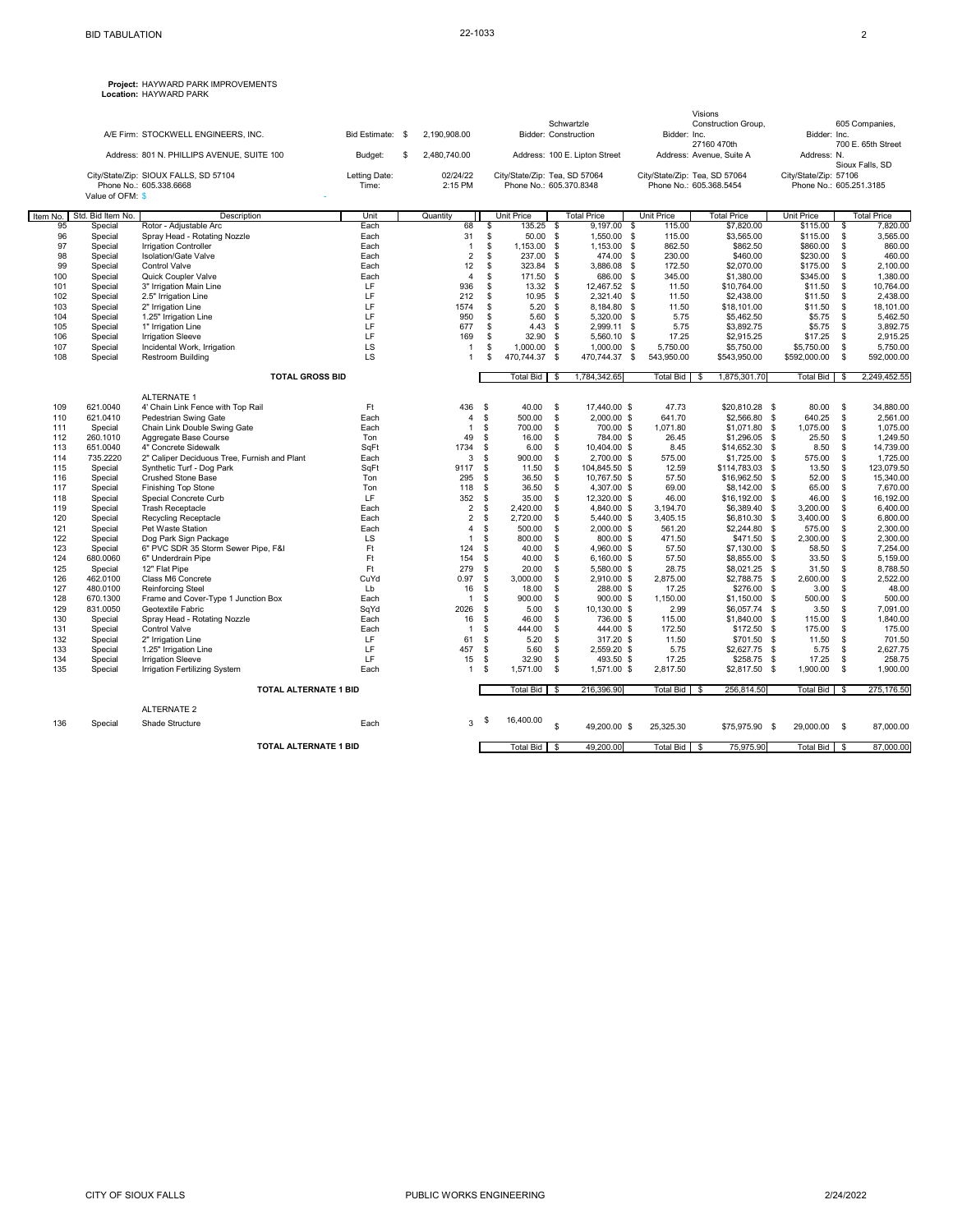**Project:** HAYWARD PARK IMPROVEMENTS
**Location:** HAYWARD PARK

| | | | | |
|---|---|---|---|---|
| A/E Firm: STOCKWELL ENGINEERS, INC. | Bid Estimate: $ 2,190,908.00 | Bidder: Schwartzle Construction | Bidder: Visions Construction Group, Inc. | Bidder: 605 Companies, Inc. |
| Address: 801 N. PHILLIPS AVENUE, SUITE 100 | Budget: $ 2,480,740.00 | Address: 100 E. Lipton Street | Address: 27160 470th Avenue, Suite A | Address: 700 E. 65th Street N. |
| City/State/Zip: SIOUX FALLS, SD 57104 | Letting Date: 02/24/22 | City/State/Zip: Tea, SD 57064 | City/State/Zip: Tea, SD 57064 | City/State/Zip: Sioux Falls, SD 57106 |
| Phone No.: 605.338.6668 | Time: 2:15 PM | Phone No.: 605.370.8348 | Phone No.: 605.368.5454 | Phone No.: 605.251.3185 |
| Value of OFM: $ - | | | | |

| Item No. | Std. Bid Item No. | Description | Unit | Quantity | Unit Price | Total Price | Unit Price | Total Price | Unit Price | Total Price |
|---|---|---|---|---|---|---|---|---|---|---|
| 95 | Special | Rotor - Adjustable Arc | Each | 68 | $ 135.25 | $ 9,197.00 | $ 115.00 | $7,820.00 | $115.00 | $ 7,820.00 |
| 96 | Special | Spray Head - Rotating Nozzle | Each | 31 | $ 50.00 | $ 1,550.00 | $ 115.00 | $3,565.00 | $115.00 | $ 3,565.00 |
| 97 | Special | Irrigation Controller | Each | 1 | $ 1,153.00 | $ 1,153.00 | $ 862.50 | $862.50 | $860.00 | $ 860.00 |
| 98 | Special | Isolation/Gate Valve | Each | 2 | $ 237.00 | $ 474.00 | $ 230.00 | $460.00 | $230.00 | $ 460.00 |
| 99 | Special | Control Valve | Each | 12 | $ 323.84 | $ 3,886.08 | $ 172.50 | $2,070.00 | $175.00 | $ 2,100.00 |
| 100 | Special | Quick Coupler Valve | Each | 4 | $ 171.50 | $ 686.00 | $ 345.00 | $1,380.00 | $345.00 | $ 1,380.00 |
| 101 | Special | 3" Irrigation Main Line | LF | 936 | $ 13.32 | $ 12,467.52 | $ 11.50 | $10,764.00 | $11.50 | $ 10,764.00 |
| 102 | Special | 2.5" Irrigation Line | LF | 212 | $ 10.95 | $ 2,321.40 | $ 11.50 | $2,438.00 | $11.50 | $ 2,438.00 |
| 103 | Special | 2" Irrigation Line | LF | 1574 | $ 5.20 | $ 8,184.80 | $ 11.50 | $18,101.00 | $11.50 | $ 18,101.00 |
| 104 | Special | 1.25" Irrigation Line | LF | 950 | $ 5.60 | $ 5,320.00 | $ 5.75 | $5,462.50 | $5.75 | $ 5,462.50 |
| 105 | Special | 1" Irrigation Line | LF | 677 | $ 4.43 | $ 2,999.11 | $ 5.75 | $3,892.75 | $5.75 | $ 3,892.75 |
| 106 | Special | Irrigation Sleeve | LF | 169 | $ 32.90 | $ 5,560.10 | $ 17.25 | $2,915.25 | $17.25 | $ 2,915.25 |
| 107 | Special | Incidental Work, Irrigation | LS | 1 | $ 1,000.00 | $ 1,000.00 | $ 5,750.00 | $5,750.00 | $5,750.00 | $ 5,750.00 |
| 108 | Special | Restroom Building | LS | 1 | $ 470,744.37 | $ 470,744.37 | $ 543,950.00 | $543,950.00 | $592,000.00 | $ 592,000.00 |
| | | **TOTAL GROSS BID** | | | Total Bid | $ 1,784,342.65 | Total Bid | $ 1,875,301.70 | Total Bid | $ 2,249,452.55 |
| | | ALTERNATE 1 | | | | | | | | |
| 109 | 621.0040 | 4' Chain Link Fence with Top Rail | Ft | 436 | $ 40.00 | $ 17,440.00 | $ 47.73 | $20,810.28 | $ 80.00 | $ 34,880.00 |
| 110 | 621.0410 | Pedestrian Swing Gate | Each | 4 | $ 500.00 | $ 2,000.00 | $ 641.70 | $2,566.80 | $ 640.25 | $ 2,561.00 |
| 111 | Special | Chain Link Double Swing Gate | Each | 1 | $ 700.00 | $ 700.00 | $ 1,071.80 | $1,071.80 | $ 1,075.00 | $ 1,075.00 |
| 112 | 260.1010 | Aggregate Base Course | Ton | 49 | $ 16.00 | $ 784.00 | $ 26.45 | $1,296.05 | $ 25.50 | $ 1,249.50 |
| 113 | 651.0040 | 4" Concrete Sidewalk | SqFt | 1734 | $ 6.00 | $ 10,404.00 | $ 8.45 | $14,652.30 | $ 8.50 | $ 14,739.00 |
| 114 | 735.2220 | 2" Caliper Deciduous Tree, Furnish and Plant | Each | 3 | $ 900.00 | $ 2,700.00 | $ 575.00 | $1,725.00 | $ 575.00 | $ 1,725.00 |
| 115 | Special | Synthetic Turf - Dog Park | SqFt | 9117 | $ 11.50 | $ 104,845.50 | $ 12.59 | $114,783.03 | $ 13.50 | $ 123,079.50 |
| 116 | Special | Crushed Stone Base | Ton | 295 | $ 36.50 | $ 10,767.50 | $ 57.50 | $16,962.50 | $ 52.00 | $ 15,340.00 |
| 117 | Special | Finishing Top Stone | Ton | 118 | $ 36.50 | $ 4,307.00 | $ 69.00 | $8,142.00 | $ 65.00 | $ 7,670.00 |
| 118 | Special | Special Concrete Curb | LF | 352 | $ 35.00 | $ 12,320.00 | $ 46.00 | $16,192.00 | $ 46.00 | $ 16,192.00 |
| 119 | Special | Trash Receptacle | Each | 2 | $ 2,420.00 | $ 4,840.00 | $ 3,194.70 | $6,389.40 | $ 3,200.00 | $ 6,400.00 |
| 120 | Special | Recycling Receptacle | Each | 2 | $ 2,720.00 | $ 5,440.00 | $ 3,405.15 | $6,810.30 | $ 3,400.00 | $ 6,800.00 |
| 121 | Special | Pet Waste Station | Each | 4 | $ 500.00 | $ 2,000.00 | $ 561.20 | $2,244.80 | $ 575.00 | $ 2,300.00 |
| 122 | Special | Dog Park Sign Package | LS | 1 | $ 800.00 | $ 800.00 | $ 471.50 | $471.50 | $ 2,300.00 | $ 2,300.00 |
| 123 | Special | 6" PVC SDR 35 Storm Sewer Pipe, F&I | Ft | 124 | $ 40.00 | $ 4,960.00 | $ 57.50 | $7,130.00 | $ 58.50 | $ 7,254.00 |
| 124 | 680.0060 | 6" Underdrain Pipe | Ft | 154 | $ 40.00 | $ 6,160.00 | $ 57.50 | $8,855.00 | $ 33.50 | $ 5,159.00 |
| 125 | Special | 12" Flat Pipe | Ft | 279 | $ 20.00 | $ 5,580.00 | $ 28.75 | $8,021.25 | $ 31.50 | $ 8,788.50 |
| 126 | 462.0100 | Class M6 Concrete | CuYd | 0.97 | $ 3,000.00 | $ 2,910.00 | $ 2,875.00 | $2,788.75 | $ 2,600.00 | $ 2,522.00 |
| 127 | 480.0100 | Reinforcing Steel | Lb | 16 | $ 18.00 | $ 288.00 | $ 17.25 | $276.00 | $ 3.00 | $ 48.00 |
| 128 | 670.1300 | Frame and Cover-Type 1 Junction Box | Each | 1 | $ 900.00 | $ 900.00 | $ 1,150.00 | $1,150.00 | $ 500.00 | $ 500.00 |
| 129 | 831.0050 | Geotextile Fabric | SqYd | 2026 | $ 5.00 | $ 10,130.00 | $ 2.99 | $6,057.74 | $ 3.50 | $ 7,091.00 |
| 130 | Special | Spray Head - Rotating Nozzle | Each | 16 | $ 46.00 | $ 736.00 | $ 115.00 | $1,840.00 | $ 115.00 | $ 1,840.00 |
| 131 | Special | Control Valve | Each | 1 | $ 444.00 | $ 444.00 | $ 172.50 | $172.50 | $ 175.00 | $ 175.00 |
| 132 | Special | 2" Irrigation Line | LF | 61 | $ 5.20 | $ 317.20 | $ 11.50 | $701.50 | $ 11.50 | $ 701.50 |
| 133 | Special | 1.25" Irrigation Line | LF | 457 | $ 5.60 | $ 2,559.20 | $ 5.75 | $2,627.75 | $ 5.75 | $ 2,627.75 |
| 134 | Special | Irrigation Sleeve | LF | 15 | $ 32.90 | $ 493.50 | $ 17.25 | $258.75 | $ 17.25 | $ 258.75 |
| 135 | Special | Irrigation Fertilizing System | Each | 1 | $ 1,571.00 | $ 1,571.00 | $ 2,817.50 | $2,817.50 | $ 1,900.00 | $ 1,900.00 |
| | | **TOTAL ALTERNATE 1 BID** | | | Total Bid | $ 216,396.90 | Total Bid | $ 256,814.50 | Total Bid | $ 275,176.50 |
| | | ALTERNATE 2 | | | | | | | | |
| 136 | Special | Shade Structure | Each | 3 | $ 16,400.00 | $ 49,200.00 | $ 25,325.30 | $75,975.90 | $ 29,000.00 | $ 87,000.00 |
| | | **TOTAL ALTERNATE 1 BID** | | | Total Bid | $ 49,200.00 | Total Bid | $ 75,975.90 | Total Bid | $ 87,000.00 |